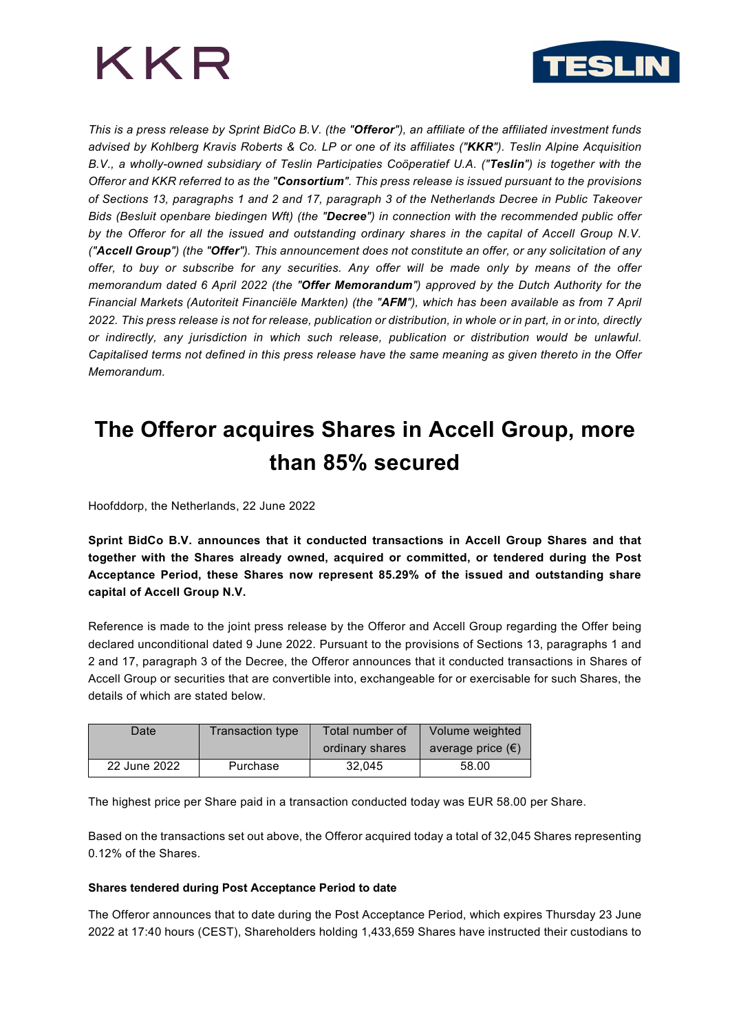KKR

TESLIN

*This is a press release by Sprint BidCo B.V. (the "**Offeror**"), an affiliate of the affiliated investment funds advised by Kohlberg Kravis Roberts & Co. LP or one of its affiliates ("**KKR**"). Teslin Alpine Acquisition B.V., a wholly-owned subsidiary of Teslin Participaties Coöperatief U.A. ("**Teslin**") is together with the Offeror and KKR referred to as the "**Consortium**". This press release is issued pursuant to the provisions of Sections 13, paragraphs 1 and 2 and 17, paragraph 3 of the Netherlands Decree in Public Takeover Bids (Besluit openbare biedingen Wft) (the "**Decree**") in connection with the recommended public offer by the Offeror for all the issued and outstanding ordinary shares in the capital of Accell Group N.V. ("**Accell Group**") (the "**Offer**"). This announcement does not constitute an offer, or any solicitation of any offer, to buy or subscribe for any securities. Any offer will be made only by means of the offer memorandum dated 6 April 2022 (the "**Offer Memorandum**") approved by the Dutch Authority for the Financial Markets (Autoriteit Financiële Markten) (the "**AFM**"), which has been available as from 7 April 2022. This press release is not for release, publication or distribution, in whole or in part, in or into, directly or indirectly, any jurisdiction in which such release, publication or distribution would be unlawful. Capitalised terms not defined in this press release have the same meaning as given thereto in the Offer Memorandum.*

# The Offeror acquires Shares in Accell Group, more than 85% secured

Hoofddorp, the Netherlands, 22 June 2022

**Sprint BidCo B.V. announces that it conducted transactions in Accell Group Shares and that together with the Shares already owned, acquired or committed, or tendered during the Post Acceptance Period, these Shares now represent 85.29% of the issued and outstanding share capital of Accell Group N.V.**

Reference is made to the joint press release by the Offeror and Accell Group regarding the Offer being declared unconditional dated 9 June 2022. Pursuant to the provisions of Sections 13, paragraphs 1 and 2 and 17, paragraph 3 of the Decree, the Offeror announces that it conducted transactions in Shares of Accell Group or securities that are convertible into, exchangeable for or exercisable for such Shares, the details of which are stated below.

| Date | Transaction type | Total number of ordinary shares | Volume weighted average price (€) |
|---|---|---|---|
| 22 June 2022 | Purchase | 32,045 | 58.00 |

The highest price per Share paid in a transaction conducted today was EUR 58.00 per Share.

Based on the transactions set out above, the Offeror acquired today a total of 32,045 Shares representing 0.12% of the Shares.

**Shares tendered during Post Acceptance Period to date**

The Offeror announces that to date during the Post Acceptance Period, which expires Thursday 23 June 2022 at 17:40 hours (CEST), Shareholders holding 1,433,659 Shares have instructed their custodians to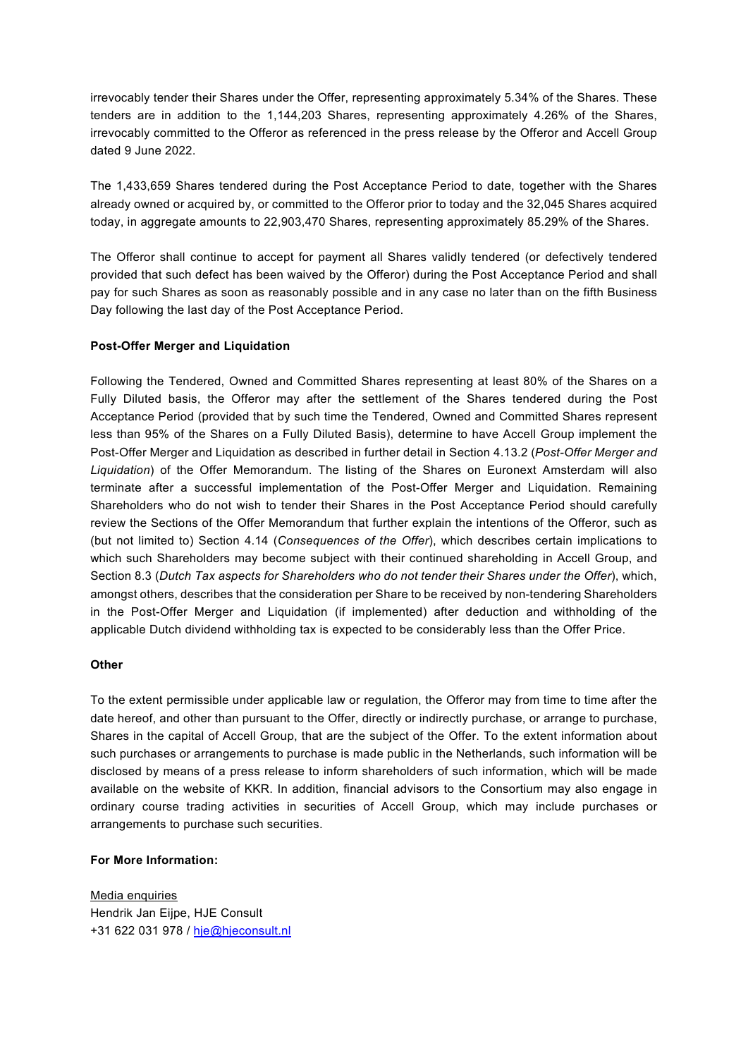irrevocably tender their Shares under the Offer, representing approximately 5.34% of the Shares. These tenders are in addition to the 1,144,203 Shares, representing approximately 4.26% of the Shares, irrevocably committed to the Offeror as referenced in the press release by the Offeror and Accell Group dated 9 June 2022.

The 1,433,659 Shares tendered during the Post Acceptance Period to date, together with the Shares already owned or acquired by, or committed to the Offeror prior to today and the 32,045 Shares acquired today, in aggregate amounts to 22,903,470 Shares, representing approximately 85.29% of the Shares.

The Offeror shall continue to accept for payment all Shares validly tendered (or defectively tendered provided that such defect has been waived by the Offeror) during the Post Acceptance Period and shall pay for such Shares as soon as reasonably possible and in any case no later than on the fifth Business Day following the last day of the Post Acceptance Period.

**Post-Offer Merger and Liquidation**

Following the Tendered, Owned and Committed Shares representing at least 80% of the Shares on a Fully Diluted basis, the Offeror may after the settlement of the Shares tendered during the Post Acceptance Period (provided that by such time the Tendered, Owned and Committed Shares represent less than 95% of the Shares on a Fully Diluted Basis), determine to have Accell Group implement the Post-Offer Merger and Liquidation as described in further detail in Section 4.13.2 (*Post-Offer Merger and Liquidation*) of the Offer Memorandum. The listing of the Shares on Euronext Amsterdam will also terminate after a successful implementation of the Post-Offer Merger and Liquidation. Remaining Shareholders who do not wish to tender their Shares in the Post Acceptance Period should carefully review the Sections of the Offer Memorandum that further explain the intentions of the Offeror, such as (but not limited to) Section 4.14 (*Consequences of the Offer*), which describes certain implications to which such Shareholders may become subject with their continued shareholding in Accell Group, and Section 8.3 (*Dutch Tax aspects for Shareholders who do not tender their Shares under the Offer*), which, amongst others, describes that the consideration per Share to be received by non-tendering Shareholders in the Post-Offer Merger and Liquidation (if implemented) after deduction and withholding of the applicable Dutch dividend withholding tax is expected to be considerably less than the Offer Price.

**Other**

To the extent permissible under applicable law or regulation, the Offeror may from time to time after the date hereof, and other than pursuant to the Offer, directly or indirectly purchase, or arrange to purchase, Shares in the capital of Accell Group, that are the subject of the Offer. To the extent information about such purchases or arrangements to purchase is made public in the Netherlands, such information will be disclosed by means of a press release to inform shareholders of such information, which will be made available on the website of KKR. In addition, financial advisors to the Consortium may also engage in ordinary course trading activities in securities of Accell Group, which may include purchases or arrangements to purchase such securities.

**For More Information:**

Media enquiries
Hendrik Jan Eijpe, HJE Consult
+31 622 031 978 / hje@hjeconsult.nl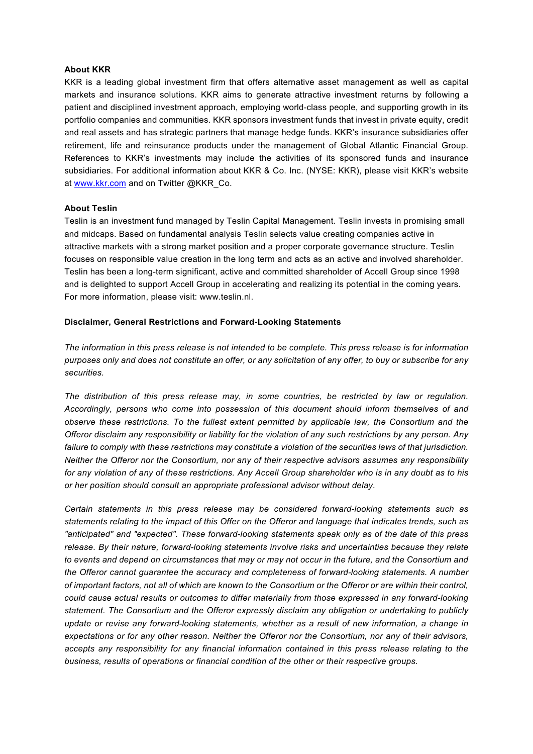**About KKR**

KKR is a leading global investment firm that offers alternative asset management as well as capital markets and insurance solutions. KKR aims to generate attractive investment returns by following a patient and disciplined investment approach, employing world-class people, and supporting growth in its portfolio companies and communities. KKR sponsors investment funds that invest in private equity, credit and real assets and has strategic partners that manage hedge funds. KKR's insurance subsidiaries offer retirement, life and reinsurance products under the management of Global Atlantic Financial Group. References to KKR's investments may include the activities of its sponsored funds and insurance subsidiaries. For additional information about KKR & Co. Inc. (NYSE: KKR), please visit KKR's website at [www.kkr.com](www.kkr.com) and on Twitter @KKR_Co.

**About Teslin**

Teslin is an investment fund managed by Teslin Capital Management. Teslin invests in promising small and midcaps. Based on fundamental analysis Teslin selects value creating companies active in attractive markets with a strong market position and a proper corporate governance structure. Teslin focuses on responsible value creation in the long term and acts as an active and involved shareholder. Teslin has been a long-term significant, active and committed shareholder of Accell Group since 1998 and is delighted to support Accell Group in accelerating and realizing its potential in the coming years. For more information, please visit: www.teslin.nl.

**Disclaimer, General Restrictions and Forward-Looking Statements**

*The information in this press release is not intended to be complete. This press release is for information purposes only and does not constitute an offer, or any solicitation of any offer, to buy or subscribe for any securities.*

*The distribution of this press release may, in some countries, be restricted by law or regulation. Accordingly, persons who come into possession of this document should inform themselves of and observe these restrictions. To the fullest extent permitted by applicable law, the Consortium and the Offeror disclaim any responsibility or liability for the violation of any such restrictions by any person. Any failure to comply with these restrictions may constitute a violation of the securities laws of that jurisdiction. Neither the Offeror nor the Consortium, nor any of their respective advisors assumes any responsibility for any violation of any of these restrictions. Any Accell Group shareholder who is in any doubt as to his or her position should consult an appropriate professional advisor without delay.*

*Certain statements in this press release may be considered forward-looking statements such as statements relating to the impact of this Offer on the Offeror and language that indicates trends, such as "anticipated" and "expected". These forward-looking statements speak only as of the date of this press release. By their nature, forward-looking statements involve risks and uncertainties because they relate to events and depend on circumstances that may or may not occur in the future, and the Consortium and the Offeror cannot guarantee the accuracy and completeness of forward-looking statements. A number of important factors, not all of which are known to the Consortium or the Offeror or are within their control, could cause actual results or outcomes to differ materially from those expressed in any forward-looking statement. The Consortium and the Offeror expressly disclaim any obligation or undertaking to publicly update or revise any forward-looking statements, whether as a result of new information, a change in expectations or for any other reason. Neither the Offeror nor the Consortium, nor any of their advisors, accepts any responsibility for any financial information contained in this press release relating to the business, results of operations or financial condition of the other or their respective groups.*